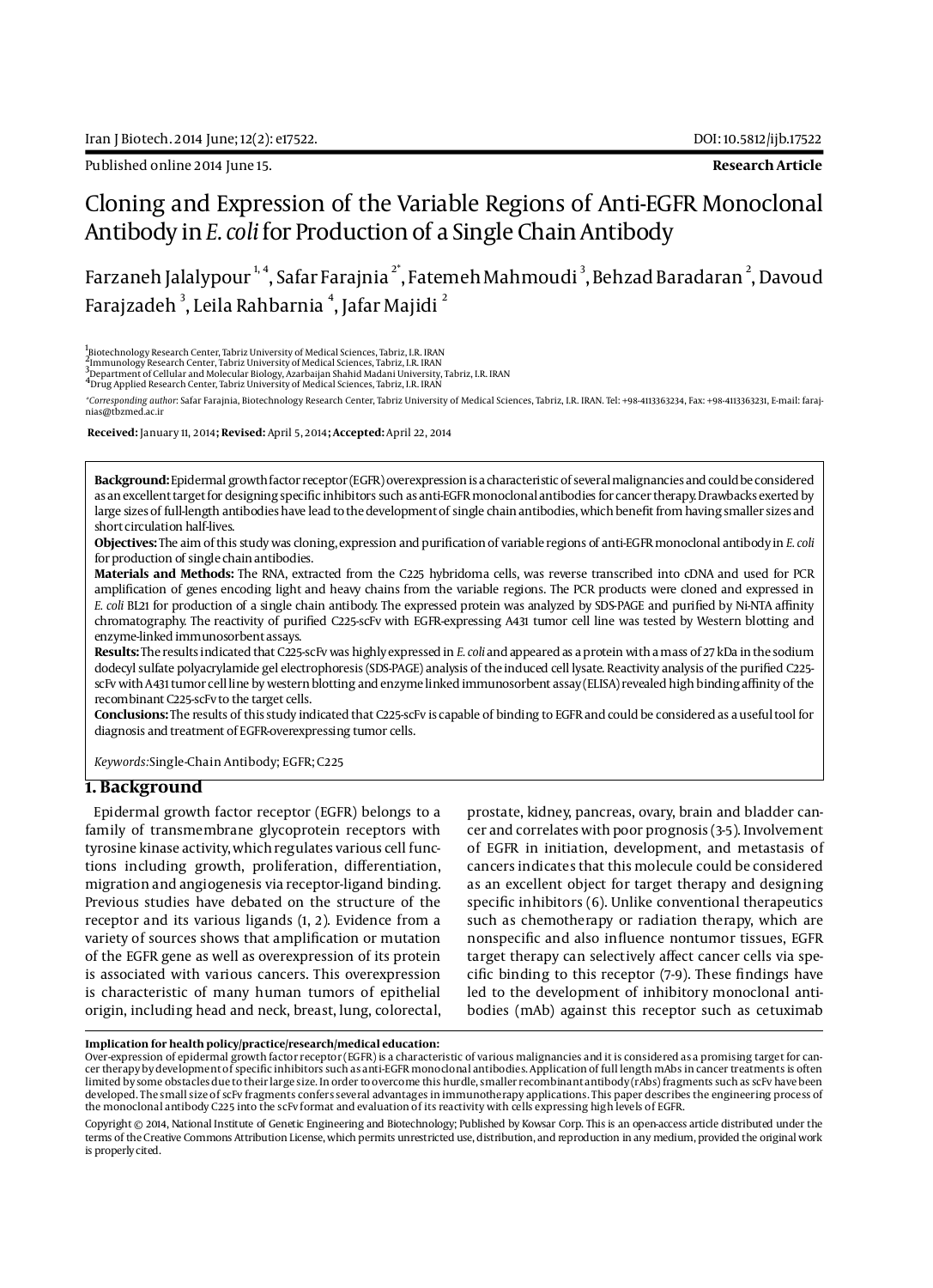Published online 2014 June 15.

**Research Article**

# Cloning and Expression of the Variable Regions of Anti-EGFR Monoclonal Antibody in *E. coli* for Production of a Single Chain Antibody

Farzaneh Jalalypour [1, 4], Safar Farajnia [2*], Fatemeh Mahmoudi [3], Behzad Baradaran [2], Davoud Farajzadeh [3], Leila Rahbarnia [4], Jafar Majidi [2]

[1] Biotechnology Research Center, Tabriz University of Medical Sciences, Tabriz, I.R. IRAN
[2] Immunology Research Center, Tabriz University of Medical Sciences, Tabriz, I.R. IRAN
[3] Department of Cellular and Molecular Biology, Azarbaijan Shahid Madani University, Tabriz, I.R. IRAN
[4] Drug Applied Research Center, Tabriz University of Medical Sciences, Tabriz, I.R. IRAN

*Corresponding author: Safar Farajnia, Biotechnology Research Center, Tabriz University of Medical Sciences, Tabriz, I.R. IRAN. Tel: +98-4113363234, Fax: +98-4113363231, E-mail: farajnias@tbzmed.ac.ir

**Received:** January 11, 2014; **Revised:** April 5, 2014; **Accepted:** April 22, 2014

**Background:** Epidermal growth factor receptor (EGFR) overexpression is a characteristic of several malignancies and could be considered as an excellent target for designing specific inhibitors such as anti-EGFR monoclonal antibodies for cancer therapy. Drawbacks exerted by large sizes of full-length antibodies have lead to the development of single chain antibodies, which benefit from having smaller sizes and short circulation half-lives.

**Objectives:** The aim of this study was cloning, expression and purification of variable regions of anti-EGFR monoclonal antibody in *E. coli* for production of single chain antibodies.

**Materials and Methods:** The RNA, extracted from the C225 hybridoma cells, was reverse transcribed into cDNA and used for PCR amplification of genes encoding light and heavy chains from the variable regions. The PCR products were cloned and expressed in *E. coli* BL21 for production of a single chain antibody. The expressed protein was analyzed by SDS-PAGE and purified by Ni-NTA affinity chromatography. The reactivity of purified C225-scFv with EGFR-expressing A431 tumor cell line was tested by Western blotting and enzyme-linked immunosorbent assays.

**Results:** The results indicated that C225-scFv was highly expressed in *E. coli* and appeared as a protein with a mass of 27 kDa in the sodium dodecyl sulfate polyacrylamide gel electrophoresis (SDS-PAGE) analysis of the induced cell lysate. Reactivity analysis of the purified C225-scFv with A431 tumor cell line by western blotting and enzyme linked immunosorbent assay (ELISA) revealed high binding affinity of the recombinant C225-scFv to the target cells.

**Conclusions:** The results of this study indicated that C225-scFv is capable of binding to EGFR and could be considered as a useful tool for diagnosis and treatment of EGFR-overexpressing tumor cells.

*Keywords:* Single-Chain Antibody; EGFR; C225

## 1. Background

Epidermal growth factor receptor (EGFR) belongs to a family of transmembrane glycoprotein receptors with tyrosine kinase activity, which regulates various cell functions including growth, proliferation, differentiation, migration and angiogenesis via receptor-ligand binding. Previous studies have debated on the structure of the receptor and its various ligands (1, 2). Evidence from a variety of sources shows that amplification or mutation of the EGFR gene as well as overexpression of its protein is associated with various cancers. This overexpression is characteristic of many human tumors of epithelial origin, including head and neck, breast, lung, colorectal, prostate, kidney, pancreas, ovary, brain and bladder cancer and correlates with poor prognosis (3-5). Involvement of EGFR in initiation, development, and metastasis of cancers indicates that this molecule could be considered as an excellent object for target therapy and designing specific inhibitors (6). Unlike conventional therapeutics such as chemotherapy or radiation therapy, which are nonspecific and also influence nontumor tissues, EGFR target therapy can selectively affect cancer cells via specific binding to this receptor (7-9). These findings have led to the development of inhibitory monoclonal antibodies (mAb) against this receptor such as cetuximab

**Implication for health policy/practice/research/medical education:**

Over-expression of epidermal growth factor receptor (EGFR) is a characteristic of various malignancies and it is considered as a promising target for cancer therapy by development of specific inhibitors such as anti-EGFR monoclonal antibodies. Application of full length mAbs in cancer treatments is often limited by some obstacles due to their large size. In order to overcome this hurdle, smaller recombinant antibody (rAbs) fragments such as scFv have been developed. The small size of scFv fragments confers several advantages in immunotherapy applications. This paper describes the engineering process of the monoclonal antibody C225 into the scFv format and evaluation of its reactivity with cells expressing high levels of EGFR.

Copyright © 2014, National Institute of Genetic Engineering and Biotechnology; Published by Kowsar Corp. This is an open-access article distributed under the terms of the Creative Commons Attribution License, which permits unrestricted use, distribution, and reproduction in any medium, provided the original work is properly cited.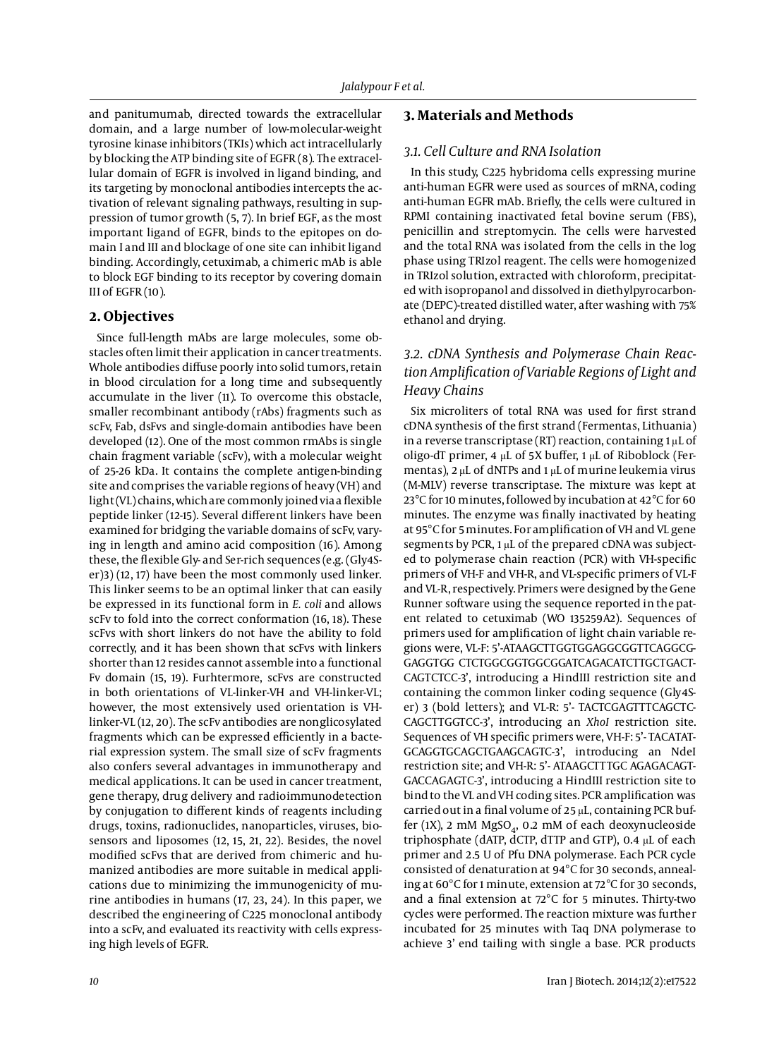and panitumumab, directed towards the extracellular domain, and a large number of low-molecular-weight tyrosine kinase inhibitors (TKIs) which act intracellularly by blocking the ATP binding site of EGFR (8). The extracellular domain of EGFR is involved in ligand binding, and its targeting by monoclonal antibodies intercepts the activation of relevant signaling pathways, resulting in suppression of tumor growth (5, 7). In brief EGF, as the most important ligand of EGFR, binds to the epitopes on domain I and III and blockage of one site can inhibit ligand binding. Accordingly, cetuximab, a chimeric mAb is able to block EGF binding to its receptor by covering domain III of EGFR (10).

## 2. Objectives

Since full-length mAbs are large molecules, some obstacles often limit their application in cancer treatments. Whole antibodies diffuse poorly into solid tumors, retain in blood circulation for a long time and subsequently accumulate in the liver (11). To overcome this obstacle, smaller recombinant antibody (rAbs) fragments such as scFv, Fab, dsFvs and single-domain antibodies have been developed (12). One of the most common rmAbs is single chain fragment variable (scFv), with a molecular weight of 25-26 kDa. It contains the complete antigen-binding site and comprises the variable regions of heavy (VH) and light (VL) chains, which are commonly joined via a flexible peptide linker (12-15). Several different linkers have been examined for bridging the variable domains of scFv, varying in length and amino acid composition (16). Among these, the flexible Gly- and Ser-rich sequences (e.g. (Gly4Ser)3) (12, 17) have been the most commonly used linker. This linker seems to be an optimal linker that can easily be expressed in its functional form in *E. coli* and allows scFv to fold into the correct conformation (16, 18). These scFvs with short linkers do not have the ability to fold correctly, and it has been shown that scFvs with linkers shorter than 12 resides cannot assemble into a functional Fv domain (15, 19). Furhtermore, scFvs are constructed in both orientations of VL-linker-VH and VH-linker-VL; however, the most extensively used orientation is VH-linker-VL (12, 20). The scFv antibodies are nonglicosylated fragments which can be expressed efficiently in a bacterial expression system. The small size of scFv fragments also confers several advantages in immunotherapy and medical applications. It can be used in cancer treatment, gene therapy, drug delivery and radioimmunodetection by conjugation to different kinds of reagents including drugs, toxins, radionuclides, nanoparticles, viruses, biosensors and liposomes (12, 15, 21, 22). Besides, the novel modified scFvs that are derived from chimeric and humanized antibodies are more suitable in medical applications due to minimizing the immunogenicity of murine antibodies in humans (17, 23, 24). In this paper, we described the engineering of C225 monoclonal antibody into a scFv, and evaluated its reactivity with cells expressing high levels of EGFR.

## 3. Materials and Methods

### 3.1. Cell Culture and RNA Isolation

In this study, C225 hybridoma cells expressing murine anti-human EGFR were used as sources of mRNA, coding anti-human EGFR mAb. Briefly, the cells were cultured in RPMI containing inactivated fetal bovine serum (FBS), penicillin and streptomycin. The cells were harvested and the total RNA was isolated from the cells in the log phase using TRIzol reagent. The cells were homogenized in TRIzol solution, extracted with chloroform, precipitated with isopropanol and dissolved in diethylpyrocarbonate (DEPC)-treated distilled water, after washing with 75% ethanol and drying.

### 3.2. cDNA Synthesis and Polymerase Chain Reaction Amplification of Variable Regions of Light and Heavy Chains

Six microliters of total RNA was used for first strand cDNA synthesis of the first strand (Fermentas, Lithuania) in a reverse transcriptase (RT) reaction, containing 1 µL of oligo-dT primer, 4 µL of 5X buffer, 1 µL of Riboblock (Fermentas), 2 µL of dNTPs and 1 µL of murine leukemia virus (M-MLV) reverse transcriptase. The mixture was kept at 23°C for 10 minutes, followed by incubation at 42°C for 60 minutes. The enzyme was finally inactivated by heating at 95°C for 5 minutes. For amplification of VH and VL gene segments by PCR, 1 µL of the prepared cDNA was subjected to polymerase chain reaction (PCR) with VH-specific primers of VH-F and VH-R, and VL-specific primers of VL-F and VL-R, respectively. Primers were designed by the Gene Runner software using the sequence reported in the patent related to cetuximab (WO 135259A2). Sequences of primers used for amplification of light chain variable regions were, VL-F: 5'-ATAAGCTTGGTGGAGGCGGTTCAGGCGGAGGTGG CTCTGGCGGTGGCGGATCAGACATCTTGCTGACTCAGTCTCC-3', introducing a HindIII restriction site and containing the common linker coding sequence (Gly4Ser) 3 (bold letters); and VL-R: 5'- TACTCGAGTTTCAGCTCCAGCTTGGTCC-3', introducing an *XhoI* restriction site. Sequences of VH specific primers were, VH-F: 5'- TACATATGCAGGTGCAGCTGAAGCAGTC-3', introducing an NdeI restriction site; and VH-R: 5'- ATAAGCTTTGC AGAGACAGTGACCAGAGTC-3', introducing a HindIII restriction site to bind to the VL and VH coding sites. PCR amplification was carried out in a final volume of 25 µL, containing PCR buffer (1X), 2 mM $MgSO_4$, 0.2 mM of each deoxynucleoside triphosphate (dATP, dCTP, dTTP and GTP), 0.4 µL of each primer and 2.5 U of Pfu DNA polymerase. Each PCR cycle consisted of denaturation at 94°C for 30 seconds, annealing at 60°C for 1 minute, extension at 72°C for 30 seconds, and a final extension at 72°C for 5 minutes. Thirty-two cycles were performed. The reaction mixture was further incubated for 25 minutes with Taq DNA polymerase to achieve 3' end tailing with single a base. PCR products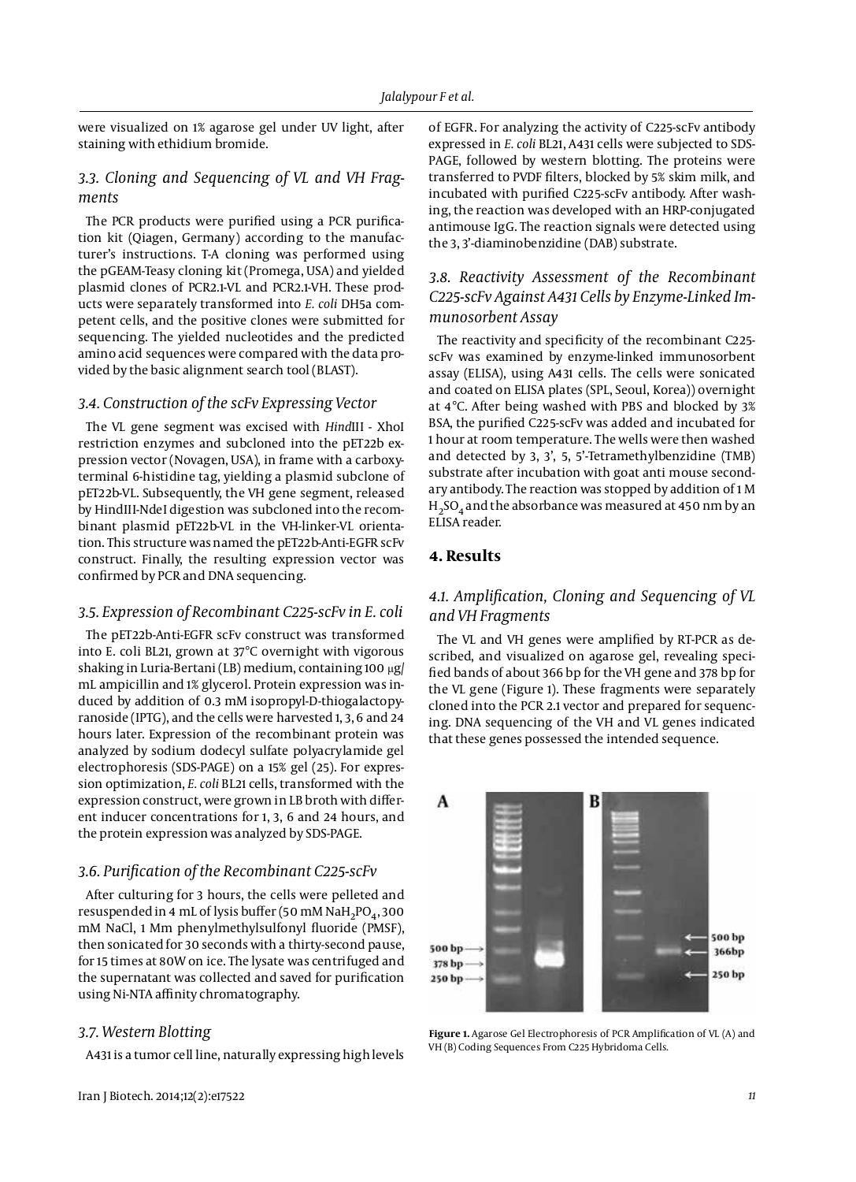were visualized on 1% agarose gel under UV light, after staining with ethidium bromide.

### 3.3. Cloning and Sequencing of VL and VH Fragments

The PCR products were purified using a PCR purification kit (Qiagen, Germany) according to the manufacturer's instructions. T-A cloning was performed using the pGEAM-Teasy cloning kit (Promega, USA) and yielded plasmid clones of PCR2.1-VL and PCR2.1-VH. These products were separately transformed into *E. coli* DH5a competent cells, and the positive clones were submitted for sequencing. The yielded nucleotides and the predicted amino acid sequences were compared with the data provided by the basic alignment search tool (BLAST).

### 3.4. Construction of the scFv Expressing Vector

The VL gene segment was excised with *Hind*III - XhoI restriction enzymes and subcloned into the pET22b expression vector (Novagen, USA), in frame with a carboxy-terminal 6-histidine tag, yielding a plasmid subclone of pET22b-VL. Subsequently, the VH gene segment, released by HindIII-NdeI digestion was subcloned into the recombinant plasmid pET22b-VL in the VH-linker-VL orientation. This structure was named the pET22b-Anti-EGFR scFv construct. Finally, the resulting expression vector was confirmed by PCR and DNA sequencing.

### 3.5. Expression of Recombinant C225-scFv in E. coli

The pET22b-Anti-EGFR scFv construct was transformed into E. coli BL21, grown at 37°C overnight with vigorous shaking in Luria-Bertani (LB) medium, containing 100 µg/mL ampicillin and 1% glycerol. Protein expression was induced by addition of 0.3 mM isopropyl-D-thiogalactopyranoside (IPTG), and the cells were harvested 1, 3, 6 and 24 hours later. Expression of the recombinant protein was analyzed by sodium dodecyl sulfate polyacrylamide gel electrophoresis (SDS-PAGE) on a 15% gel (25). For expression optimization, *E. coli* BL21 cells, transformed with the expression construct, were grown in LB broth with different inducer concentrations for 1, 3, 6 and 24 hours, and the protein expression was analyzed by SDS-PAGE.

### 3.6. Purification of the Recombinant C225-scFv

After culturing for 3 hours, the cells were pelleted and resuspended in 4 mL of lysis buffer (50 mM $NaH_2PO_4$, 300 mM NaCl, 1 Mm phenylmethylsulfonyl fluoride (PMSF), then sonicated for 30 seconds with a thirty-second pause, for 15 times at 80W on ice. The lysate was centrifuged and the supernatant was collected and saved for purification using Ni-NTA affinity chromatography.

### 3.7. Western Blotting

A431 is a tumor cell line, naturally expressing high levels of EGFR. For analyzing the activity of C225-scFv antibody expressed in *E. coli* BL21, A431 cells were subjected to SDS-PAGE, followed by western blotting. The proteins were transferred to PVDF filters, blocked by 5% skim milk, and incubated with purified C225-scFv antibody. After washing, the reaction was developed with an HRP-conjugated antimouse IgG. The reaction signals were detected using the 3, 3'-diaminobenzidine (DAB) substrate.

### 3.8. Reactivity Assessment of the Recombinant C225-scFv Against A431 Cells by Enzyme-Linked Immunosorbent Assay

The reactivity and specificity of the recombinant C225-scFv was examined by enzyme-linked immunosorbent assay (ELISA), using A431 cells. The cells were sonicated and coated on ELISA plates (SPL, Seoul, Korea)) overnight at 4°C. After being washed with PBS and blocked by 3% BSA, the purified C225-scFv was added and incubated for 1 hour at room temperature. The wells were then washed and detected by 3, 3', 5, 5'-Tetramethylbenzidine (TMB) substrate after incubation with goat anti mouse secondary antibody. The reaction was stopped by addition of 1 M $H_2SO_4$ and the absorbance was measured at 450 nm by an ELISA reader.

## 4. Results

### 4.1. Amplification, Cloning and Sequencing of VL and VH Fragments

The VL and VH genes were amplified by RT-PCR as described, and visualized on agarose gel, revealing specified bands of about 366 bp for the VH gene and 378 bp for the VL gene (Figure 1). These fragments were separately cloned into the PCR 2.1 vector and prepared for sequencing. DNA sequencing of the VH and VL genes indicated that these genes possessed the intended sequence.

**Figure 1.** Agarose Gel Electrophoresis of PCR Amplification of VL (A) and VH (B) Coding Sequences From C225 Hybridoma Cells.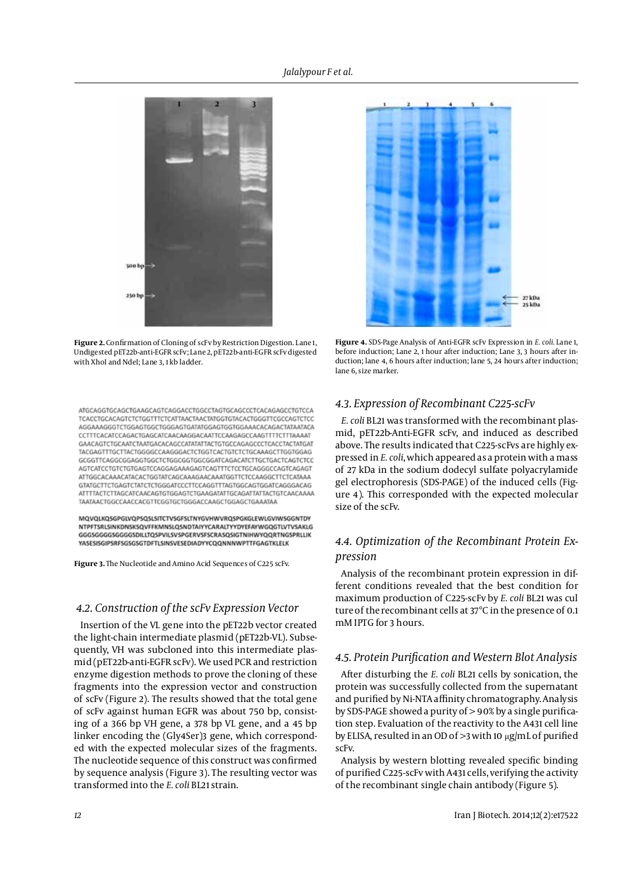Figure 2. Confirmation of Cloning of scFv by Restriction Digestion. Lane 1, Undigested pET22b-anti-EGFR scFv; Lane 2, pET22b-anti-EGFR scFv digested with XhoI and NdeI; Lane 3, 1 kb ladder.

Figure 4. SDS-Page Analysis of Anti-EGFR scFv Expression in *E. coli*. Lane 1, before induction; Lane 2, 1 hour after induction; Lane 3, 3 hours after induction; lane 4, 6 hours after induction; lane 5, 24 hours after induction; lane 6, size marker.

```
ATGCAGGTGCAGCTGAAGCAGTCAGGACCTGGCCTAGTGCAGCCCTCACAGAGCCTGTCCA
TCACCTGCACAGTCTCTGGTTTCTCATTAACTAACTATGGTGTACACTGGGTTCGCCAGTCTCC
AGGAAAGGGTCTGGAGTGGCTGGGAGTGATATGGAGTGGTGGAAACACAGACTATAATACA
CCTTTCACATCCAGACTGAGCATCAACAAGGACAATTCCAAGAGCCAAGTTTTCTTTAAAAT
GAACAGTCTGCAATCTAATGACACAGCCATATATTACTGTGCCAGAGCCCTCACCTACTATGAT
TACGAGTTTGCTTACTGGGGCCAAGGGACTCTGGTCACTGTCTCTGCAAAGCTTGGTGGAG
GCGGTTCAGGCGGAGGTGGCTCTGGCGGTGGCGGATCAGACATCTTGCTGACTCAGTCTCC
AGTCATCCTGTCTGTGAGTCCAGGAGAAAGAGTCAGTTTCTCCTGCAGGGCCAGTCAGAGT
ATTGGCACAAACATACACTGGTATCAGCAAAGAACAAATGGTTCTCCAAGGCTTCTCATAAA
GTATGCTTCTGAGTCTATCTCTGGGATCCCTTCCAGGTTTAGTGGCAGTGGATCAGGGACAG
ATTTTACTCTTAGCATCAACAGTGTGGAGTCTGAAGATATTGCAGATTATTACTGTCAACAAAA
TAATAACTGGCCAACCACGTTCGGTGCTGGGACCAAGCTGGAGCTGAAATAA

MQVQLKQSGPGLVQPSQSLSITCTVSGFSLTNYGVHWVRQSPGKGLEWLGVIWSGGNTDY
NTPFTSRLSINKDNSKSQVFFKMNSLQSNDTAIYYCARALTYYDYEFAYWGQGTLVTVSAKLG
GGGSGGGGSGGGGSDILLTQSPVILSVSPGERVSFSCRASQSIGTNIHWYQQRTNGSPRLLIK
YASESISGIPSRFSGSGSGTDFTLSINSVESEDIADYYCQQNNNWPTTFGAGTKLELK
```

Figure 3. The Nucleotide and Amino Acid Sequences of C225 scFv.

### 4.2. Construction of the scFv Expression Vector

Insertion of the VL gene into the pET22b vector created the light-chain intermediate plasmid (pET22b-VL). Subsequently, VH was subcloned into this intermediate plasmid (pET22b-anti-EGFR scFv). We used PCR and restriction enzyme digestion methods to prove the cloning of these fragments into the expression vector and construction of scFv (Figure 2). The results showed that the total gene of scFv against human EGFR was about 750 bp, consisting of a 366 bp VH gene, a 378 bp VL gene, and a 45 bp linker encoding the (Gly4Ser)3 gene, which corresponded with the expected molecular sizes of the fragments. The nucleotide sequence of this construct was confirmed by sequence analysis (Figure 3). The resulting vector was transformed into the *E. coli* BL21 strain.

### 4.3. Expression of Recombinant C225-scFv

*E. coli* BL21 was transformed with the recombinant plasmid, pET22b-Anti-EGFR scFv, and induced as described above. The results indicated that C225-scFvs are highly expressed in *E. coli*, which appeared as a protein with a mass of 27 kDa in the sodium dodecyl sulfate polyacrylamide gel electrophoresis (SDS-PAGE) of the induced cells (Figure 4). This corresponded with the expected molecular size of the scFv.

### 4.4. Optimization of the Recombinant Protein Expression

Analysis of the recombinant protein expression in different conditions revealed that the best condition for maximum production of C225-scFv by *E. coli* BL21 was culture of the recombinant cells at 37°C in the presence of 0.1 mM IPTG for 3 hours.

### 4.5. Protein Purification and Western Blot Analysis

After disturbing the *E. coli* BL21 cells by sonication, the protein was successfully collected from the supernatant and purified by Ni-NTA affinity chromatography. Analysis by SDS-PAGE showed a purity of > 90% by a single purification step. Evaluation of the reactivity to the A431 cell line by ELISA, resulted in an OD of >3 with 10 μg/mL of purified scFv.

Analysis by western blotting revealed specific binding of purified C225-scFv with A431 cells, verifying the activity of the recombinant single chain antibody (Figure 5).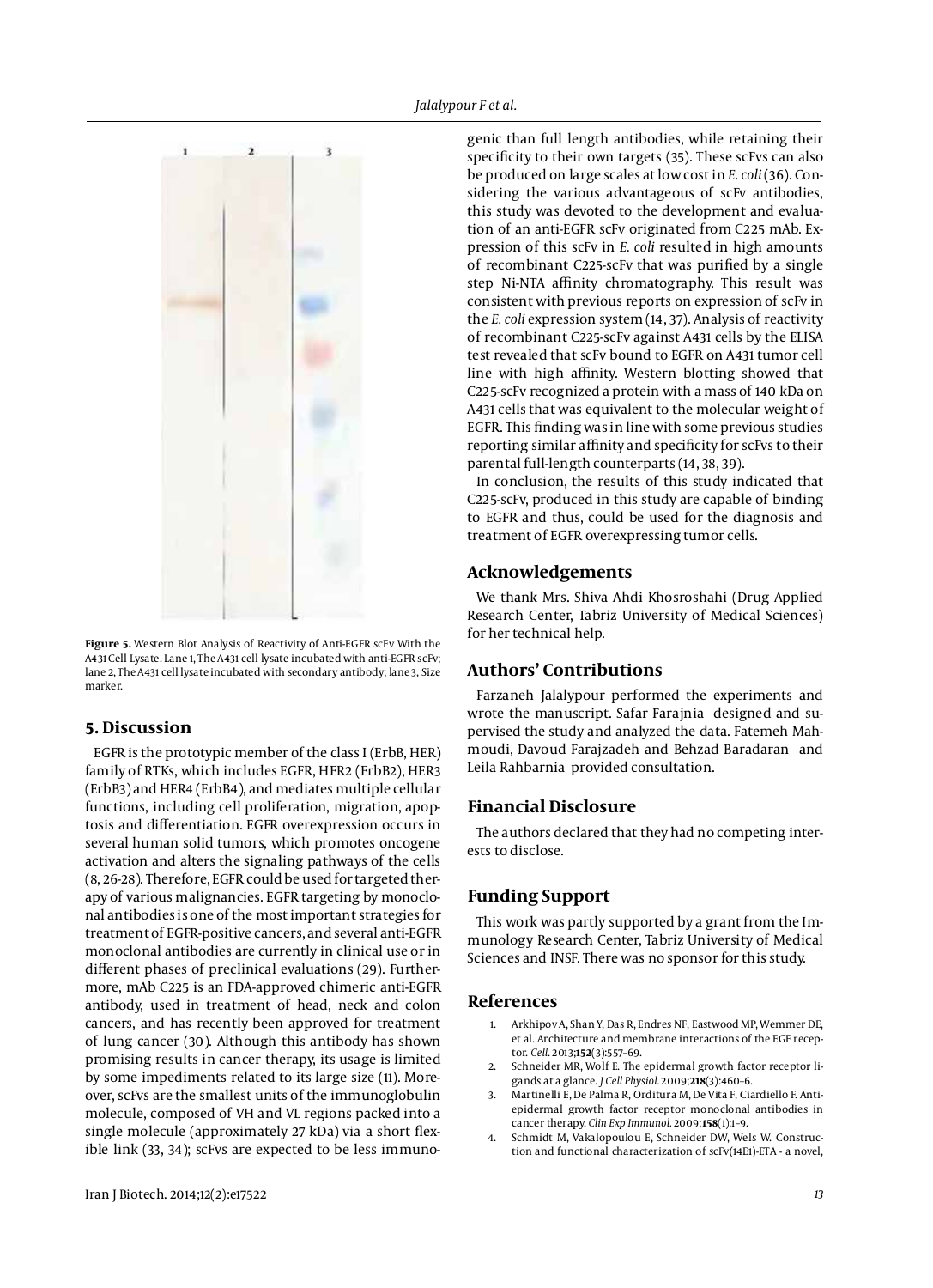Figure 5. Western Blot Analysis of Reactivity of Anti-EGFR scFv With the A431 Cell Lysate. Lane 1, The A431 cell lysate incubated with anti-EGFR scFv; lane 2, The A431 cell lysate incubated with secondary antibody; lane 3, Size marker.

## 5. Discussion

EGFR is the prototypic member of the class I (ErbB, HER) family of RTKs, which includes EGFR, HER2 (ErbB2), HER3 (ErbB3) and HER4 (ErbB4), and mediates multiple cellular functions, including cell proliferation, migration, apoptosis and differentiation. EGFR overexpression occurs in several human solid tumors, which promotes oncogene activation and alters the signaling pathways of the cells (8, 26-28). Therefore, EGFR could be used for targeted therapy of various malignancies. EGFR targeting by monoclonal antibodies is one of the most important strategies for treatment of EGFR-positive cancers, and several anti-EGFR monoclonal antibodies are currently in clinical use or in different phases of preclinical evaluations (29). Furthermore, mAb C225 is an FDA-approved chimeric anti-EGFR antibody, used in treatment of head, neck and colon cancers, and has recently been approved for treatment of lung cancer (30). Although this antibody has shown promising results in cancer therapy, its usage is limited by some impediments related to its large size (11). Moreover, scFvs are the smallest units of the immunoglobulin molecule, composed of VH and VL regions packed into a single molecule (approximately 27 kDa) via a short flexible link (33, 34); scFvs are expected to be less immunogenic than full length antibodies, while retaining their specificity to their own targets (35). These scFvs can also be produced on large scales at low cost in *E. coli* (36). Considering the various advantageous of scFv antibodies, this study was devoted to the development and evaluation of an anti-EGFR scFv originated from C225 mAb. Expression of this scFv in *E. coli* resulted in high amounts of recombinant C225-scFv that was purified by a single step Ni-NTA affinity chromatography. This result was consistent with previous reports on expression of scFv in the *E. coli* expression system (14, 37). Analysis of reactivity of recombinant C225-scFv against A431 cells by the ELISA test revealed that scFv bound to EGFR on A431 tumor cell line with high affinity. Western blotting showed that C225-scFv recognized a protein with a mass of 140 kDa on A431 cells that was equivalent to the molecular weight of EGFR. This finding was in line with some previous studies reporting similar affinity and specificity for scFvs to their parental full-length counterparts (14, 38, 39).

In conclusion, the results of this study indicated that C225-scFv, produced in this study are capable of binding to EGFR and thus, could be used for the diagnosis and treatment of EGFR overexpressing tumor cells.

## Acknowledgements

We thank Mrs. Shiva Ahdi Khosroshahi (Drug Applied Research Center, Tabriz University of Medical Sciences) for her technical help.

## Authors' Contributions

Farzaneh Jalalypour performed the experiments and wrote the manuscript. Safar Farajnia designed and supervised the study and analyzed the data. Fatemeh Mahmoudi, Davoud Farajzadeh and Behzad Baradaran and Leila Rahbarnia provided consultation.

## Financial Disclosure

The authors declared that they had no competing interests to disclose.

## Funding Support

This work was partly supported by a grant from the Immunology Research Center, Tabriz University of Medical Sciences and INSF. There was no sponsor for this study.

## References

1. Arkhipov A, Shan Y, Das R, Endres NF, Eastwood MP, Wemmer DE, et al. Architecture and membrane interactions of the EGF receptor. *Cell.* 2013;**152**(3):557–69.
2. Schneider MR, Wolf E. The epidermal growth factor receptor ligands at a glance. *J Cell Physiol.* 2009;**218**(3):460–6.
3. Martinelli E, De Palma R, Orditura M, De Vita F, Ciardiello F. Anti-epidermal growth factor receptor monoclonal antibodies in cancer therapy. *Clin Exp Immunol.* 2009;**158**(1):1–9.
4. Schmidt M, Vakalopoulou E, Schneider DW, Wels W. Construction and functional characterization of scFv(14E1)-ETA - a novel,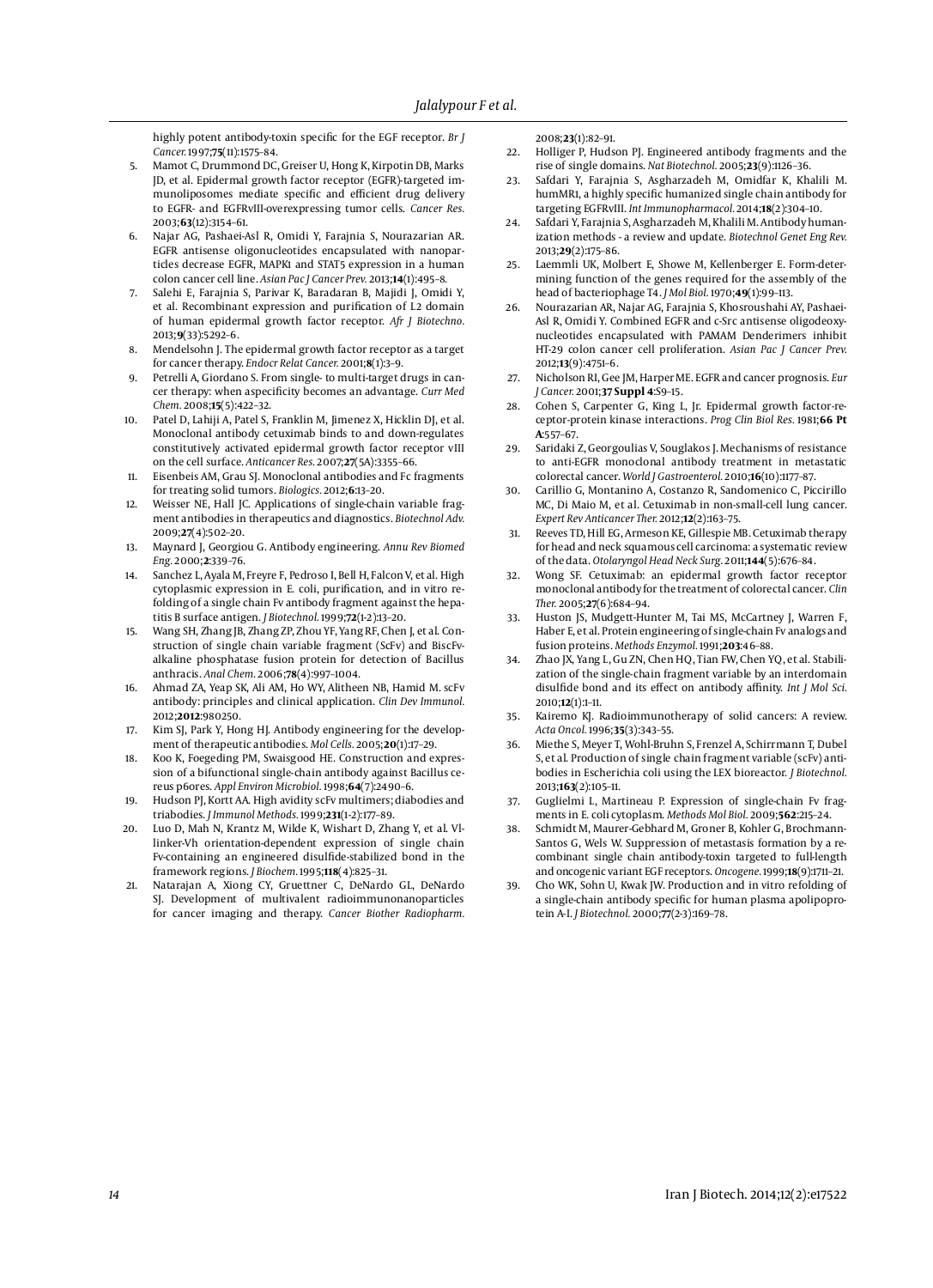highly potent antibody-toxin specific for the EGF receptor. *Br J Cancer.* 1997;**75**(11):1575–84.

5. Mamot C, Drummond DC, Greiser U, Hong K, Kirpotin DB, Marks JD, et al. Epidermal growth factor receptor (EGFR)-targeted immunoliposomes mediate specific and efficient drug delivery to EGFR- and EGFRvIII-overexpressing tumor cells. *Cancer Res.* 2003;**63**(12):3154–61.
6. Najar AG, Pashaei-Asl R, Omidi Y, Farajnia S, Nourazarian AR. EGFR antisense oligonucleotides encapsulated with nanoparticles decrease EGFR, MAPK1 and STAT5 expression in a human colon cancer cell line. *Asian Pac J Cancer Prev.* 2013;**14**(1):495–8.
7. Salehi E, Farajnia S, Parivar K, Baradaran B, Majidi J, Omidi Y, et al. Recombinant expression and purification of L2 domain of human epidermal growth factor receptor. *Afr J Biotechno.* 2013;**9**(33):5292–6.
8. Mendelsohn J. The epidermal growth factor receptor as a target for cancer therapy. *Endocr Relat Cancer.* 2001;**8**(1):3–9.
9. Petrelli A, Giordano S. From single- to multi-target drugs in cancer therapy: when aspecificity becomes an advantage. *Curr Med Chem.* 2008;**15**(5):422–32.
10. Patel D, Lahiji A, Patel S, Franklin M, Jimenez X, Hicklin DJ, et al. Monoclonal antibody cetuximab binds to and down-regulates constitutively activated epidermal growth factor receptor vIII on the cell surface. *Anticancer Res.* 2007;**27**(5A):3355–66.
11. Eisenbeis AM, Grau SJ. Monoclonal antibodies and Fc fragments for treating solid tumors. *Biologics.* 2012;**6**:13–20.
12. Weisser NE, Hall JC. Applications of single-chain variable fragment antibodies in therapeutics and diagnostics. *Biotechnol Adv.* 2009;**27**(4):502–20.
13. Maynard J, Georgiou G. Antibody engineering. *Annu Rev Biomed Eng.* 2000;**2**:339–76.
14. Sanchez L, Ayala M, Freyre F, Pedroso I, Bell H, Falcon V, et al. High cytoplasmic expression in E. coli, purification, and in vitro refolding of a single chain Fv antibody fragment against the hepatitis B surface antigen. *J Biotechnol.* 1999;**72**(1-2):13–20.
15. Wang SH, Zhang JB, Zhang ZP, Zhou YF, Yang RF, Chen J, et al. Construction of single chain variable fragment (ScFv) and BiscFv-alkaline phosphatase fusion protein for detection of Bacillus anthracis. *Anal Chem.* 2006;**78**(4):997–1004.
16. Ahmad ZA, Yeap SK, Ali AM, Ho WY, Alitheen NB, Hamid M. scFv antibody: principles and clinical application. *Clin Dev Immunol.* 2012;**2012**:980250.
17. Kim SJ, Park Y, Hong HJ. Antibody engineering for the development of therapeutic antibodies. *Mol Cells.* 2005;**20**(1):17–29.
18. Koo K, Foegeding PM, Swaisgood HE. Construction and expression of a bifunctional single-chain antibody against Bacillus cereus p6ores. *Appl Environ Microbiol.* 1998;**64**(7):2490–6.
19. Hudson PJ, Kortt AA. High avidity scFv multimers; diabodies and triabodies. *J Immunol Methods.* 1999;**231**(1-2):177–89.
20. Luo D, Mah N, Krantz M, Wilde K, Wishart D, Zhang Y, et al. Vl-linker-Vh orientation-dependent expression of single chain Fv-containing an engineered disulfide-stabilized bond in the framework regions. *J Biochem.* 1995;**118**(4):825–31.
21. Natarajan A, Xiong CY, Gruettner C, DeNardo GL, DeNardo SJ. Development of multivalent radioimmunonanoparticles for cancer imaging and therapy. *Cancer Biother Radiopharm.* 2008;**23**(1):82–91.
22. Holliger P, Hudson PJ. Engineered antibody fragments and the rise of single domains. *Nat Biotechnol.* 2005;**23**(9):1126–36.
23. Safdari Y, Farajnia S, Asgharzadeh M, Omidfar K, Khalili M. humMR1, a highly specific humanized single chain antibody for targeting EGFRvIII. *Int Immunopharmacol.* 2014;**18**(2):304–10.
24. Safdari Y, Farajnia S, Asgharzadeh M, Khalili M. Antibody humanization methods - a review and update. *Biotechnol Genet Eng Rev.* 2013;**29**(2):175–86.
25. Laemmli UK, Molbert E, Showe M, Kellenberger E. Form-determining function of the genes required for the assembly of the head of bacteriophage T4. *J Mol Biol.* 1970;**49**(1):99–113.
26. Nourazarian AR, Najar AG, Farajnia S, Khosroushahi AY, Pashaei-Asl R, Omidi Y. Combined EGFR and c-Src antisense oligodeoxynucleotides encapsulated with PAMAM Denderimers inhibit HT-29 colon cancer cell proliferation. *Asian Pac J Cancer Prev.* 2012;**13**(9):4751–6.
27. Nicholson RI, Gee JM, Harper ME. EGFR and cancer prognosis. *Eur J Cancer.* 2001;**37 Suppl 4**:S9–15.
28. Cohen S, Carpenter G, King L, Jr. Epidermal growth factor-receptor-protein kinase interactions. *Prog Clin Biol Res.* 1981;**66 Pt A**:557–67.
29. Saridaki Z, Georgoulias V, Souglakos J. Mechanisms of resistance to anti-EGFR monoclonal antibody treatment in metastatic colorectal cancer. *World J Gastroenterol.* 2010;**16**(10):1177–87.
30. Carillio G, Montanino A, Costanzo R, Sandomenico C, Piccirillo MC, Di Maio M, et al. Cetuximab in non-small-cell lung cancer. *Expert Rev Anticancer Ther.* 2012;**12**(2):163–75.
31. Reeves TD, Hill EG, Armeson KE, Gillespie MB. Cetuximab therapy for head and neck squamous cell carcinoma: a systematic review of the data. *Otolaryngol Head Neck Surg.* 2011;**144**(5):676–84.
32. Wong SF. Cetuximab: an epidermal growth factor receptor monoclonal antibody for the treatment of colorectal cancer. *Clin Ther.* 2005;**27**(6):684–94.
33. Huston JS, Mudgett-Hunter M, Tai MS, McCartney J, Warren F, Haber E, et al. Protein engineering of single-chain Fv analogs and fusion proteins. *Methods Enzymol.* 1991;**203**:46–88.
34. Zhao JX, Yang L, Gu ZN, Chen HQ, Tian FW, Chen YQ, et al. Stabilization of the single-chain fragment variable by an interdomain disulfide bond and its effect on antibody affinity. *Int J Mol Sci.* 2010;**12**(1):1–11.
35. Kairemo KJ. Radioimmunotherapy of solid cancers: A review. *Acta Oncol.* 1996;**35**(3):343–55.
36. Miethe S, Meyer T, Wohl-Bruhn S, Frenzel A, Schirrmann T, Dubel S, et al. Production of single chain fragment variable (scFv) antibodies in Escherichia coli using the LEX bioreactor. *J Biotechnol.* 2013;**163**(2):105–11.
37. Guglielmi L, Martineau P. Expression of single-chain Fv fragments in E. coli cytoplasm. *Methods Mol Biol.* 2009;**562**:215–24.
38. Schmidt M, Maurer-Gebhard M, Groner B, Kohler G, Brochmann-Santos G, Wels W. Suppression of metastasis formation by a recombinant single chain antibody-toxin targeted to full-length and oncogenic variant EGF receptors. *Oncogene.* 1999;**18**(9):1711–21.
39. Cho WK, Sohn U, Kwak JW. Production and in vitro refolding of a single-chain antibody specific for human plasma apolipoprotein A-I. *J Biotechnol.* 2000;**77**(2-3):169–78.